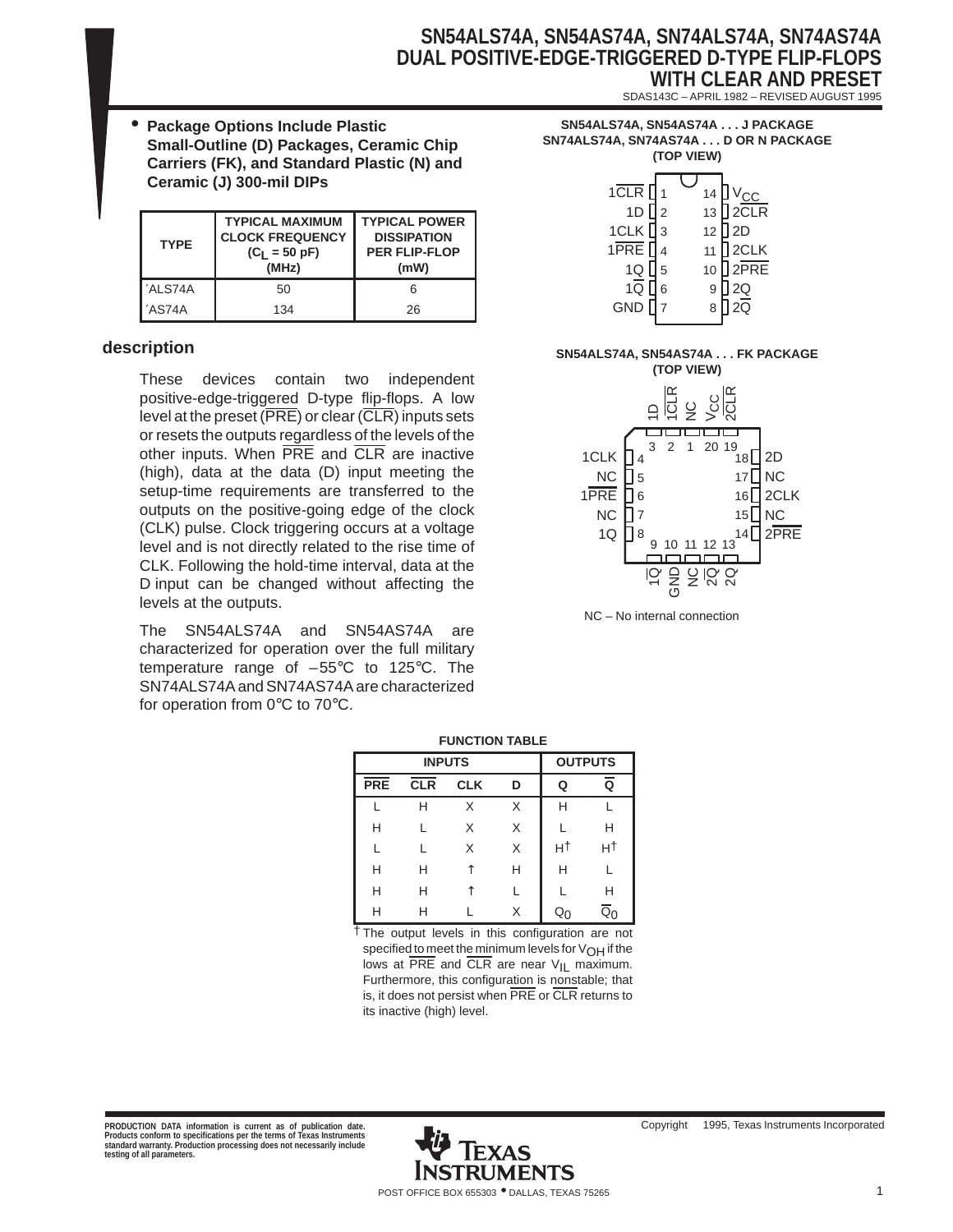# SN54ALS74A, SN54AS74A, SN74ALS74A, SN74AS74A DUAL POSITIVE-EDGE-TRIGGERED D-TYPE FLIP-FLOPS WITH CLEAR AND PRESET

SDAS143C – APRIL 1982 – REVISED AUGUST 1995

- **Package Options Include Plastic Small-Outline (D) Packages, Ceramic Chip Carriers (FK), and Standard Plastic (N) and Ceramic (J) 300-mil DIPs**

| TYPE | TYPICAL MAXIMUM CLOCK FREQUENCY ($C_L$ = 50 pF) (MHz) | TYPICAL POWER DISSIPATION PER FLIP-FLOP (mW) |
|---|---|---|
| ′ALS74A | 50 | 6 |
| ′AS74A | 134 | 26 |

**SN54ALS74A, SN54AS74A . . . J PACKAGE**
**SN74ALS74A, SN74AS74A . . . D OR N PACKAGE**
**(TOP VIEW)**

| Pin | Name | Pin | Name |
|---|---|---|---|
| 1 | 1CLR | 14 | $V_{CC}$ |
| 2 | 1D | 13 | 2CLR |
| 3 | 1CLK | 12 | 2D |
| 4 | 1PRE | 11 | 2CLK |
| 5 | 1Q | 10 | 2PRE |
| 6 | 1Q̄ | 9 | 2Q |
| 7 | GND | 8 | 2Q̄ |

**SN54ALS74A, SN54AS74A . . . FK PACKAGE**
**(TOP VIEW)**

| Pin | Name | Pin | Name |
|---|---|---|---|
| 1 | NC | 11 | NC |
| 2 | 1CLR | 12 | 2Q̄ |
| 3 | 1D | 13 | 2Q |
| 4 | 1CLK | 14 | 2PRE |
| 5 | NC | 15 | NC |
| 6 | 1PRE | 16 | 2CLK |
| 7 | NC | 17 | NC |
| 8 | 1Q | 18 | 2D |
| 9 | 1Q̄ | 19 | 2CLR |
| 10 | GND | 20 | $V_{CC}$ |

NC – No internal connection

## description

These devices contain two independent positive-edge-triggered D-type flip-flops. A low level at the preset (PRE) or clear (CLR) inputs sets or resets the outputs regardless of the levels of the other inputs. When PRE and CLR are inactive (high), data at the data (D) input meeting the setup-time requirements are transferred to the outputs on the positive-going edge of the clock (CLK) pulse. Clock triggering occurs at a voltage level and is not directly related to the rise time of CLK. Following the hold-time interval, data at the D input can be changed without affecting the levels at the outputs.

The SN54ALS74A and SN54AS74A are characterized for operation over the full military temperature range of –55°C to 125°C. The SN74ALS74A and SN74AS74A are characterized for operation from 0°C to 70°C.

**FUNCTION TABLE**

| INPUTS | | | | OUTPUTS | |
|---|---|---|---|---|---|
| PRE | CLR | CLK | D | Q | Q̄ |
| L | H | X | X | H | L |
| H | L | X | X | L | H |
| L | L | X | X | H† | H† |
| H | H | ↑ | H | H | L |
| H | H | ↑ | L | L | H |
| H | H | L | X | $Q_0$ | $\overline{Q}_0$ |

† The output levels in this configuration are not specified to meet the minimum levels for $V_{OH}$ if the lows at PRE and CLR are near $V_{IL}$ maximum. Furthermore, this configuration is nonstable; that is, it does not persist when PRE or CLR returns to its inactive (high) level.

PRODUCTION DATA information is current as of publication date. Products conform to specifications per the terms of Texas Instruments standard warranty. Production processing does not necessarily include testing of all parameters.

Copyright © 1995, Texas Instruments Incorporated

POST OFFICE BOX 655303 • DALLAS, TEXAS 75265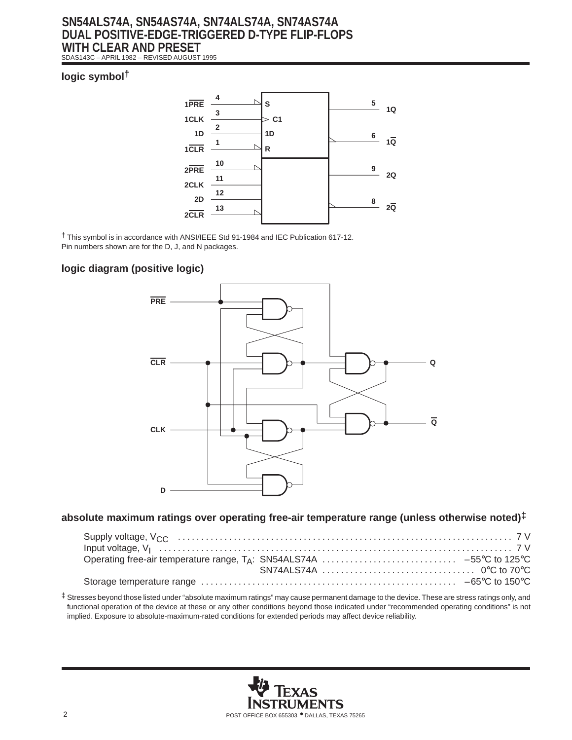## logic symbol†

† This symbol is in accordance with ANSI/IEEE Std 91-1984 and IEC Publication 617-12.
Pin numbers shown are for the D, J, and N packages.

## logic diagram (positive logic)

## absolute maximum ratings over operating free-air temperature range (unless otherwise noted)‡

Supply voltage, $V_{CC}$ ........................................................................ 7 V
Input voltage, $V_I$ ........................................................................ 7 V
Operating free-air temperature range, $T_A$: SN54ALS74A ............................ –55°C to 125°C
SN74ALS74A ................................ 0°C to 70°C
Storage temperature range ........................................................ –65°C to 150°C

‡ Stresses beyond those listed under "absolute maximum ratings" may cause permanent damage to the device. These are stress ratings only, and functional operation of the device at these or any other conditions beyond those indicated under "recommended operating conditions" is not implied. Exposure to absolute-maximum-rated conditions for extended periods may affect device reliability.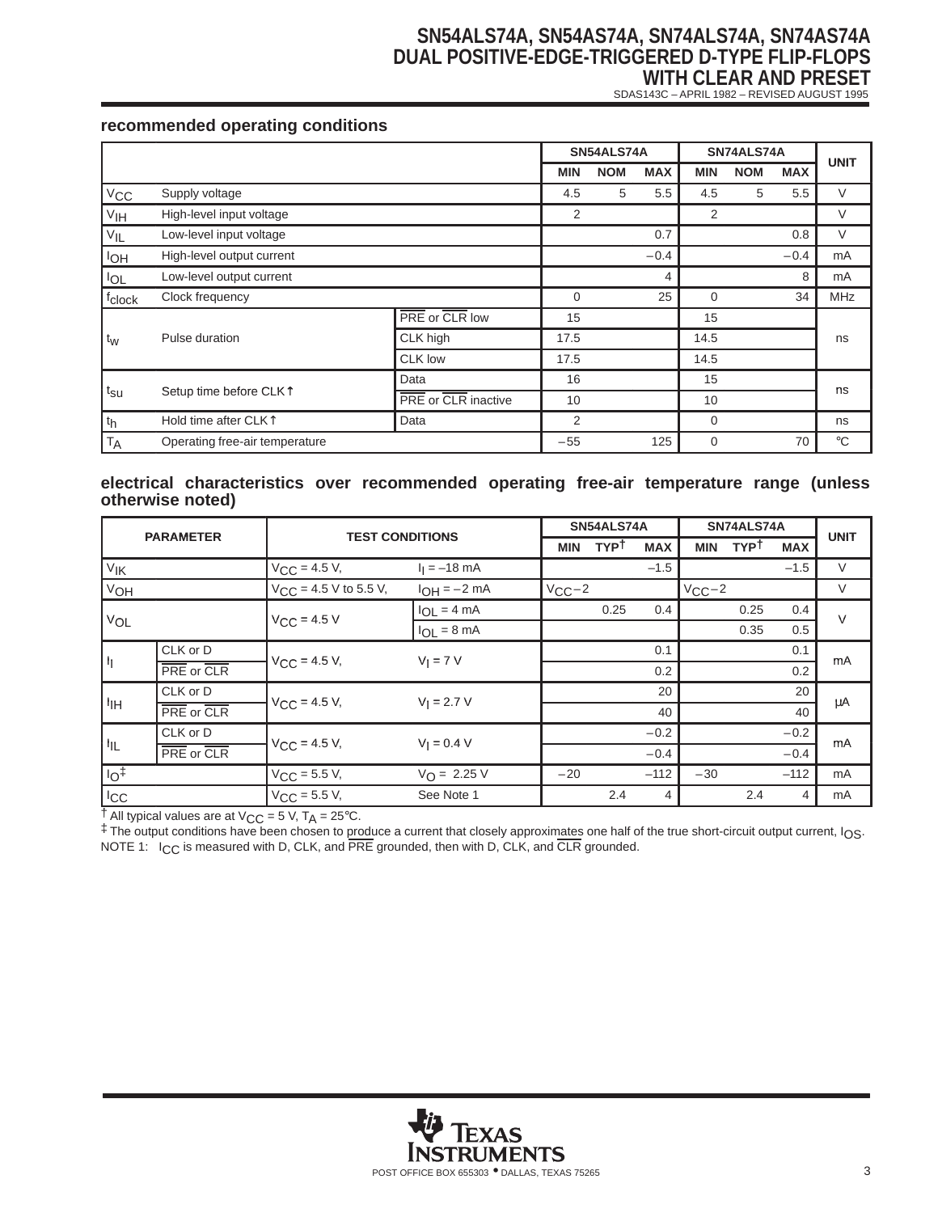### recommended operating conditions

| | | | SN54ALS74A | | | SN74ALS74A | | | UNIT |
|---|---|---|---|---|---|---|---|---|---|
| | | | MIN | NOM | MAX | MIN | NOM | MAX | |
| $V_{CC}$ | Supply voltage | | 4.5 | 5 | 5.5 | 4.5 | 5 | 5.5 | V |
| $V_{IH}$ | High-level input voltage | | 2 | | | 2 | | | V |
| $V_{IL}$ | Low-level input voltage | | | | 0.7 | | | 0.8 | V |
| $I_{OH}$ | High-level output current | | | | −0.4 | | | −0.4 | mA |
| $I_{OL}$ | Low-level output current | | | | 4 | | | 8 | mA |
| $f_{clock}$ | Clock frequency | | 0 | | 25 | 0 | | 34 | MHz |
| $t_w$ | Pulse duration | $\overline{PRE}$ or $\overline{CLR}$ low | 15 | | | 15 | | | ns |
| | | CLK high | 17.5 | | | 14.5 | | | |
| | | CLK low | 17.5 | | | 14.5 | | | |
| $t_{su}$ | Setup time before CLK↑ | Data | 16 | | | 15 | | | ns |
| | | $\overline{PRE}$ or $\overline{CLR}$ inactive | 10 | | | 10 | | | |
| $t_h$ | Hold time after CLK↑ | Data | 2 | | | 0 | | | ns |
| $T_A$ | Operating free-air temperature | | −55 | | 125 | 0 | | 70 | °C |

### electrical characteristics over recommended operating free-air temperature range (unless otherwise noted)

| PARAMETER | | TEST CONDITIONS | | SN54ALS74A | | | SN74ALS74A | | | UNIT |
|---|---|---|---|---|---|---|---|---|---|---|
| | | | | MIN | TYP† | MAX | MIN | TYP† | MAX | |
| $V_{IK}$ | | $V_{CC}$ = 4.5 V, | $I_I$ = −18 mA | | | −1.5 | | | −1.5 | V |
| $V_{OH}$ | | $V_{CC}$ = 4.5 V to 5.5 V, | $I_{OH}$ = −2 mA | $V_{CC}$−2 | | | $V_{CC}$−2 | | | V |
| $V_{OL}$ | | $V_{CC}$ = 4.5 V | $I_{OL}$ = 4 mA | | 0.25 | 0.4 | | 0.25 | 0.4 | V |
| | | | $I_{OL}$ = 8 mA | | | | | 0.35 | 0.5 | |
| $I_I$ | CLK or D | $V_{CC}$ = 4.5 V, | $V_I$ = 7 V | | | 0.1 | | | 0.1 | mA |
| | $\overline{PRE}$ or $\overline{CLR}$ | | | | | 0.2 | | | 0.2 | |
| $I_{IH}$ | CLK or D | $V_{CC}$ = 4.5 V, | $V_I$ = 2.7 V | | | 20 | | | 20 | μA |
| | $\overline{PRE}$ or $\overline{CLR}$ | | | | | 40 | | | 40 | |
| $I_{IL}$ | CLK or D | $V_{CC}$ = 4.5 V, | $V_I$ = 0.4 V | | | −0.2 | | | −0.2 | mA |
| | $\overline{PRE}$ or $\overline{CLR}$ | | | | | −0.4 | | | −0.4 | |
| $I_O$‡ | | $V_{CC}$ = 5.5 V, | $V_O$ = 2.25 V | −20 | | −112 | −30 | | −112 | mA |
| $I_{CC}$ | | $V_{CC}$ = 5.5 V, | See Note 1 | | 2.4 | 4 | | 2.4 | 4 | mA |

† All typical values are at $V_{CC}$ = 5 V, $T_A$ = 25°C.
‡ The output conditions have been chosen to produce a current that closely approximates one half of the true short-circuit output current, $I_{OS}$.
NOTE 1: $I_{CC}$ is measured with D, CLK, and $\overline{PRE}$ grounded, then with D, CLK, and $\overline{CLR}$ grounded.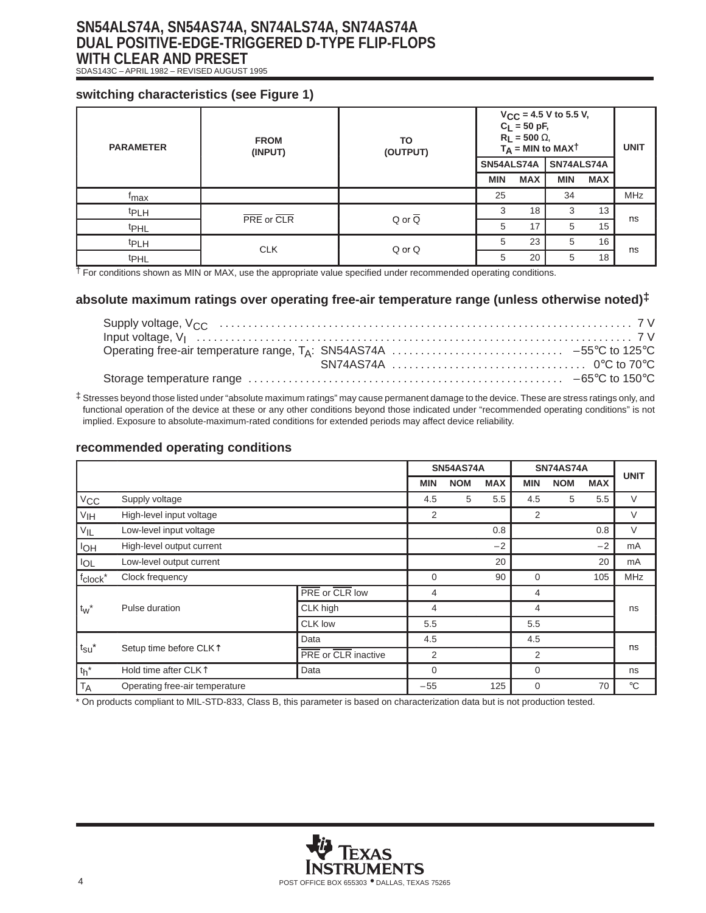## switching characteristics (see Figure 1)

| PARAMETER | FROM (INPUT) | TO (OUTPUT) | $V_{CC}$ = 4.5 V to 5.5 V, $C_L$ = 50 pF, $R_L$ = 500 Ω, $T_A$ = MIN to MAX† | | | | UNIT |
|---|---|---|---|---|---|---|---|
| | | | SN54ALS74A | | SN74ALS74A | | |
| | | | MIN | MAX | MIN | MAX | |
| $f_{max}$ | | | 25 | | 34 | | MHz |
| $t_{PLH}$ | $\overline{PRE}$ or $\overline{CLR}$ | Q or $\overline{Q}$ | 3 | 18 | 3 | 13 | ns |
| $t_{PHL}$ | | | 5 | 17 | 5 | 15 | |
| $t_{PLH}$ | CLK | Q or Q | 5 | 23 | 5 | 16 | ns |
| $t_{PHL}$ | | | 5 | 20 | 5 | 18 | |

† For conditions shown as MIN or MAX, use the appropriate value specified under recommended operating conditions.

## absolute maximum ratings over operating free-air temperature range (unless otherwise noted)‡

Supply voltage, $V_{CC}$ .......... 7 V
Input voltage, $V_I$ .......... 7 V
Operating free-air temperature range, $T_A$: SN54AS74A .......... –55°C to 125°C
SN74AS74A .......... 0°C to 70°C
Storage temperature range .......... –65°C to 150°C

‡ Stresses beyond those listed under "absolute maximum ratings" may cause permanent damage to the device. These are stress ratings only, and functional operation of the device at these or any other conditions beyond those indicated under "recommended operating conditions" is not implied. Exposure to absolute-maximum-rated conditions for extended periods may affect device reliability.

## recommended operating conditions

| | | | SN54AS74A | | | SN74AS74A | | | UNIT |
|---|---|---|---|---|---|---|---|---|---|
| | | | MIN | NOM | MAX | MIN | NOM | MAX | |
| $V_{CC}$ | Supply voltage | | 4.5 | 5 | 5.5 | 4.5 | 5 | 5.5 | V |
| $V_{IH}$ | High-level input voltage | | 2 | | | 2 | | | V |
| $V_{IL}$ | Low-level input voltage | | | | 0.8 | | | 0.8 | V |
| $I_{OH}$ | High-level output current | | | | –2 | | | –2 | mA |
| $I_{OL}$ | Low-level output current | | | | 20 | | | 20 | mA |
| $f_{clock}$* | Clock frequency | | 0 | | 90 | 0 | | 105 | MHz |
| $t_w$* | Pulse duration | $\overline{PRE}$ or $\overline{CLR}$ low | 4 | | | 4 | | | ns |
| | | CLK high | 4 | | | 4 | | | |
| | | CLK low | 5.5 | | | 5.5 | | | |
| $t_{su}$* | Setup time before CLK↑ | Data | 4.5 | | | 4.5 | | | ns |
| | | $\overline{PRE}$ or $\overline{CLR}$ inactive | 2 | | | 2 | | | |
| $t_h$* | Hold time after CLK↑ | Data | 0 | | | 0 | | | ns |
| $T_A$ | Operating free-air temperature | | –55 | | 125 | 0 | | 70 | °C |

\* On products compliant to MIL-STD-833, Class B, this parameter is based on characterization data but is not production tested.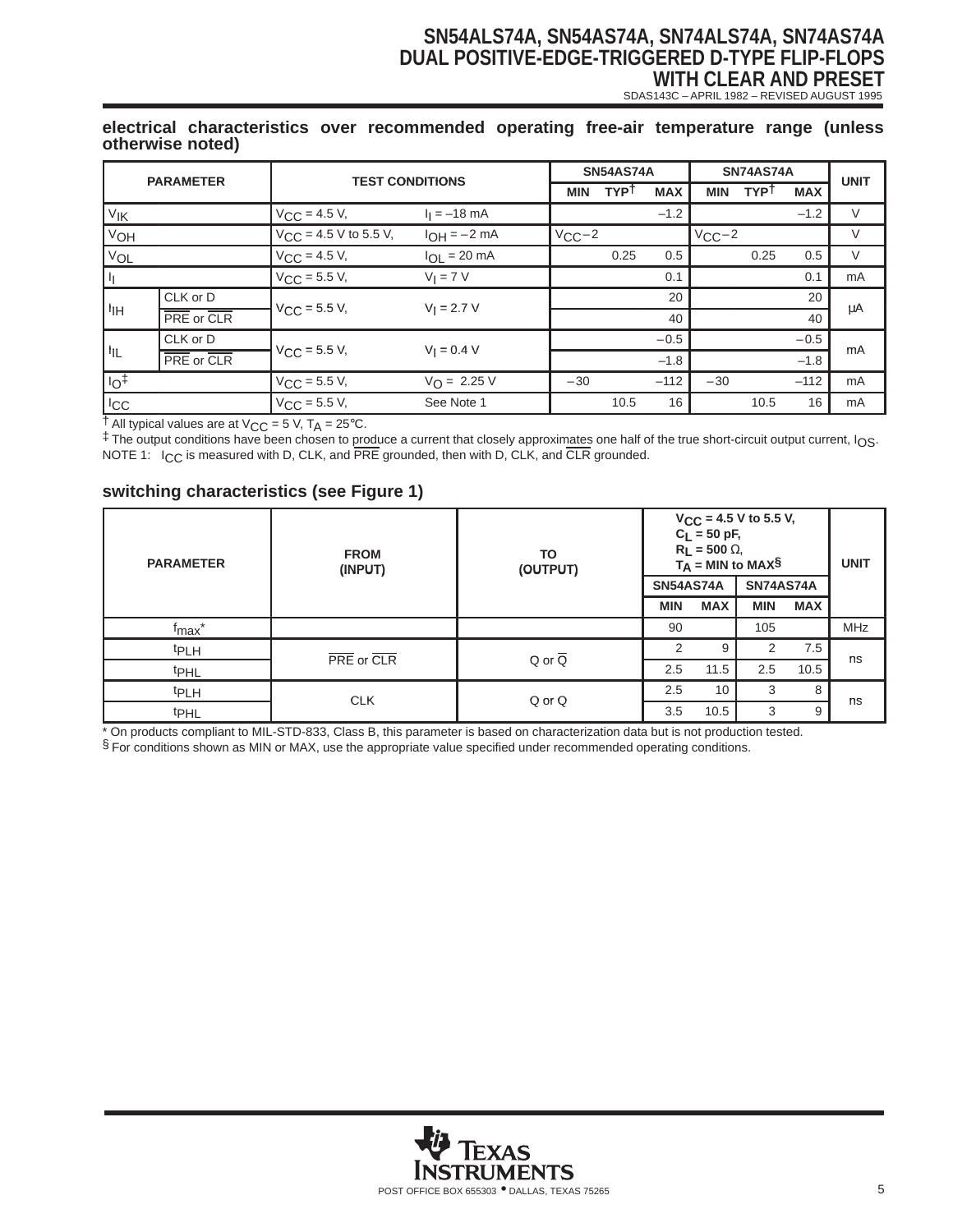### electrical characteristics over recommended operating free-air temperature range (unless otherwise noted)

| PARAMETER | | TEST CONDITIONS | | SN54AS74A | | | SN74AS74A | | | UNIT |
|---|---|---|---|---|---|---|---|---|---|---|
| | | | | MIN | TYP† | MAX | MIN | TYP† | MAX | |
| $V_{IK}$ | | $V_{CC}$ = 4.5 V, | $I_I$ = –18 mA | | | –1.2 | | | –1.2 | V |
| $V_{OH}$ | | $V_{CC}$ = 4.5 V to 5.5 V, | $I_{OH}$ = –2 mA | $V_{CC}$–2 | | | $V_{CC}$–2 | | | V |
| $V_{OL}$ | | $V_{CC}$ = 4.5 V, | $I_{OL}$ = 20 mA | | 0.25 | 0.5 | | 0.25 | 0.5 | V |
| $I_I$ | | $V_{CC}$ = 5.5 V, | $V_I$ = 7 V | | | 0.1 | | | 0.1 | mA |
| $I_{IH}$ | CLK or D | $V_{CC}$ = 5.5 V, | $V_I$ = 2.7 V | | | 20 | | | 20 | μA |
| | $\overline{PRE}$ or $\overline{CLR}$ | | | | | 40 | | | 40 | |
| $I_{IL}$ | CLK or D | $V_{CC}$ = 5.5 V, | $V_I$ = 0.4 V | | | –0.5 | | | –0.5 | mA |
| | $\overline{PRE}$ or $\overline{CLR}$ | | | | | –1.8 | | | –1.8 | |
| $I_O$‡ | | $V_{CC}$ = 5.5 V, | $V_O$ = 2.25 V | –30 | | –112 | –30 | | –112 | mA |
| $I_{CC}$ | | $V_{CC}$ = 5.5 V, | See Note 1 | | 10.5 | 16 | | 10.5 | 16 | mA |

† All typical values are at $V_{CC}$ = 5 V, $T_A$ = 25°C.
‡ The output conditions have been chosen to produce a current that closely approximates one half of the true short-circuit output current, $I_{OS}$.
NOTE 1: $I_{CC}$ is measured with D, CLK, and $\overline{PRE}$ grounded, then with D, CLK, and $\overline{CLR}$ grounded.

### switching characteristics (see Figure 1)

| PARAMETER | FROM (INPUT) | TO (OUTPUT) | $V_{CC}$ = 4.5 V to 5.5 V, $C_L$ = 50 pF, $R_L$ = 500 Ω, $T_A$ = MIN to MAX§ | | | | UNIT |
|---|---|---|---|---|---|---|---|
| | | | SN54AS74A | | SN74AS74A | | |
| | | | MIN | MAX | MIN | MAX | |
| $f_{max}$* | | | 90 | | 105 | | MHz |
| $t_{PLH}$ | $\overline{PRE}$ or $\overline{CLR}$ | Q or $\overline{Q}$ | 2 | 9 | 2 | 7.5 | ns |
| $t_{PHL}$ | | | 2.5 | 11.5 | 2.5 | 10.5 | |
| $t_{PLH}$ | CLK | Q or Q | 2.5 | 10 | 3 | 8 | ns |
| $t_{PHL}$ | | | 3.5 | 10.5 | 3 | 9 | |

* On products compliant to MIL-STD-833, Class B, this parameter is based on characterization data but is not production tested.
§ For conditions shown as MIN or MAX, use the appropriate value specified under recommended operating conditions.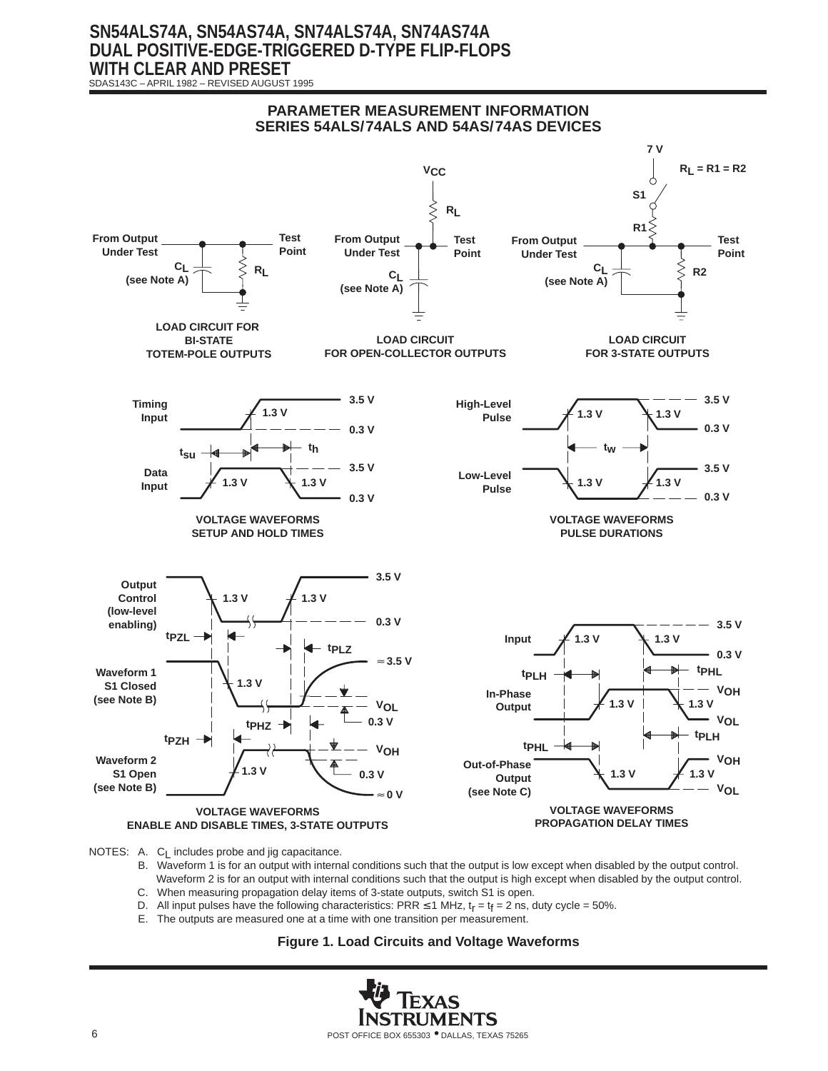## PARAMETER MEASUREMENT INFORMATION
## SERIES 54ALS/74ALS AND 54AS/74AS DEVICES

From Output Under Test
Test Point
$C_L$ (see Note A)
$R_L$

LOAD CIRCUIT FOR BI-STATE TOTEM-POLE OUTPUTS

$V_{CC}$
$R_L$
From Output Under Test
Test Point
$C_L$ (see Note A)

LOAD CIRCUIT FOR OPEN-COLLECTOR OUTPUTS

7 V
$R_L$ = R1 = R2
S1
R1
From Output Under Test
Test Point
$C_L$ (see Note A)
R2

LOAD CIRCUIT FOR 3-STATE OUTPUTS

Timing Input
1.3 V
3.5 V
0.3 V
$t_{su}$
$t_h$
Data Input
1.3 V
1.3 V
3.5 V
0.3 V

VOLTAGE WAVEFORMS SETUP AND HOLD TIMES

High-Level Pulse
1.3 V
1.3 V
3.5 V
0.3 V
$t_w$
Low-Level Pulse
1.3 V
1.3 V
3.5 V
0.3 V

VOLTAGE WAVEFORMS PULSE DURATIONS

Output Control (low-level enabling)
1.3 V
1.3 V
3.5 V
0.3 V
$t_{PZL}$
$t_{PLZ}$
Waveform 1 S1 Closed (see Note B)
1.3 V
≈ 3.5 V
$V_{OL}$
0.3 V
$t_{PHZ}$
$t_{PZH}$
Waveform 2 S1 Open (see Note B)
1.3 V
$V_{OH}$
0.3 V
≈ 0 V

VOLTAGE WAVEFORMS ENABLE AND DISABLE TIMES, 3-STATE OUTPUTS

Input
1.3 V
1.3 V
3.5 V
0.3 V
$t_{PLH}$
$t_{PHL}$
In-Phase Output
1.3 V
1.3 V
$V_{OH}$
$V_{OL}$
$t_{PHL}$
$t_{PLH}$
Out-of-Phase Output (see Note C)
1.3 V
1.3 V
$V_{OH}$
$V_{OL}$

VOLTAGE WAVEFORMS PROPAGATION DELAY TIMES

NOTES: A. $C_L$ includes probe and jig capacitance.

B. Waveform 1 is for an output with internal conditions such that the output is low except when disabled by the output control. Waveform 2 is for an output with internal conditions such that the output is high except when disabled by the output control.

C. When measuring propagation delay items of 3-state outputs, switch S1 is open.

D. All input pulses have the following characteristics: PRR ≤ 1 MHz, $t_r$ = $t_f$ = 2 ns, duty cycle = 50%.

E. The outputs are measured one at a time with one transition per measurement.

**Figure 1. Load Circuits and Voltage Waveforms**